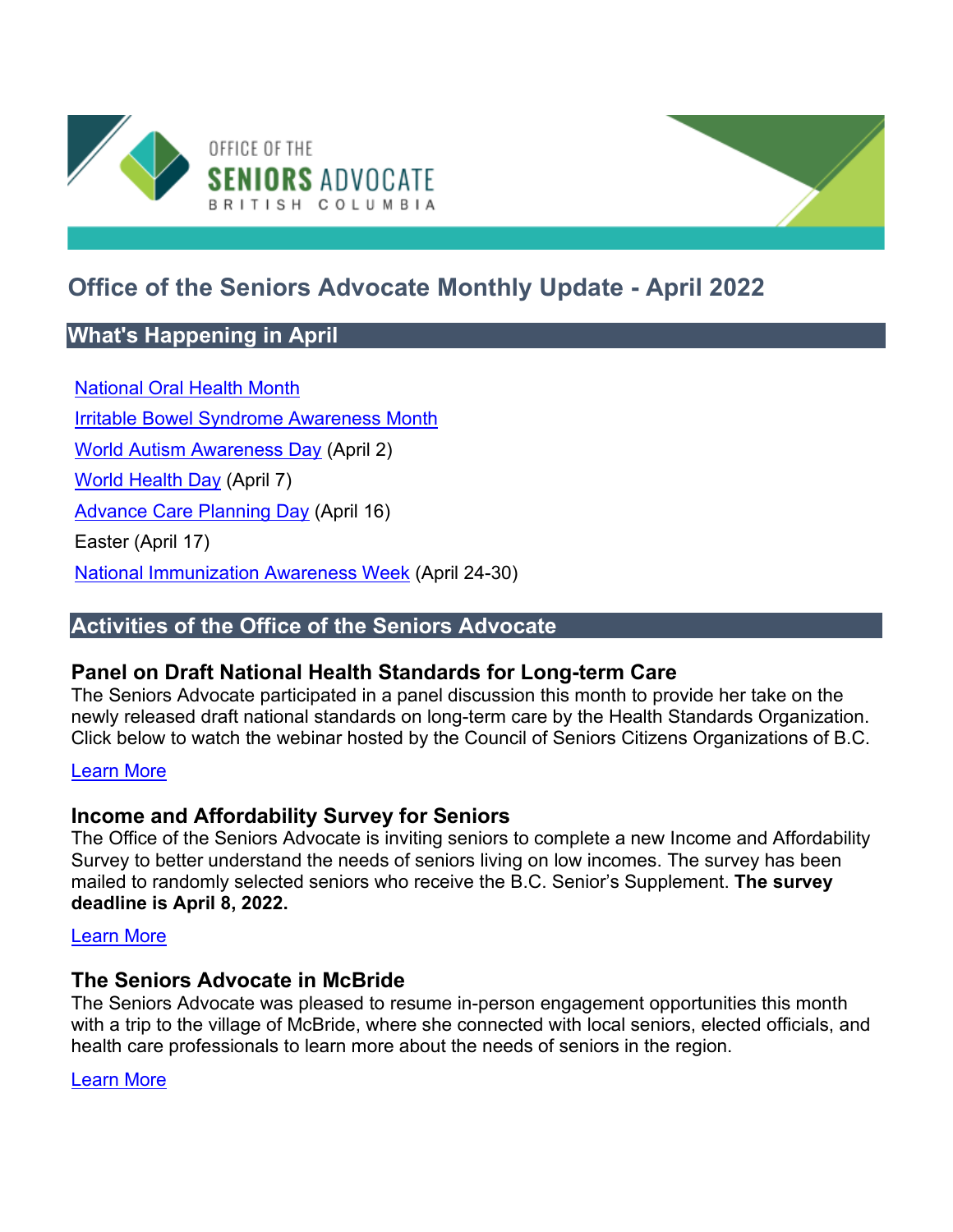OFFICE OF THE **SENIORS** ADVOCATE BRITISH COLUMBIA

# Office of the Seniors Advocate Monthly Update - April 2022

## What's Happening in April

National Oral Health Month

Irritable Bowel Syndrome Awareness Month

World Autism Awareness Day (April 2)

World Health Day (April 7)

Advance Care Planning Day (April 16)

Easter (April 17)

National Immunization Awareness Week (April 24-30)

## Activities of the Office of the Seniors Advocate

### Panel on Draft National Health Standards for Long-term Care

The Seniors Advocate participated in a panel discussion this month to provide her take on the newly released draft national standards on long-term care by the Health Standards Organization. Click below to watch the webinar hosted by the Council of Seniors Citizens Organizations of B.C.

Learn More

### Income and Affordability Survey for Seniors

The Office of the Seniors Advocate is inviting seniors to complete a new Income and Affordability Survey to better understand the needs of seniors living on low incomes. The survey has been mailed to randomly selected seniors who receive the B.C. Senior's Supplement. **The survey deadline is April 8, 2022.**

Learn More

### The Seniors Advocate in McBride

The Seniors Advocate was pleased to resume in-person engagement opportunities this month with a trip to the village of McBride, where she connected with local seniors, elected officials, and health care professionals to learn more about the needs of seniors in the region.

Learn More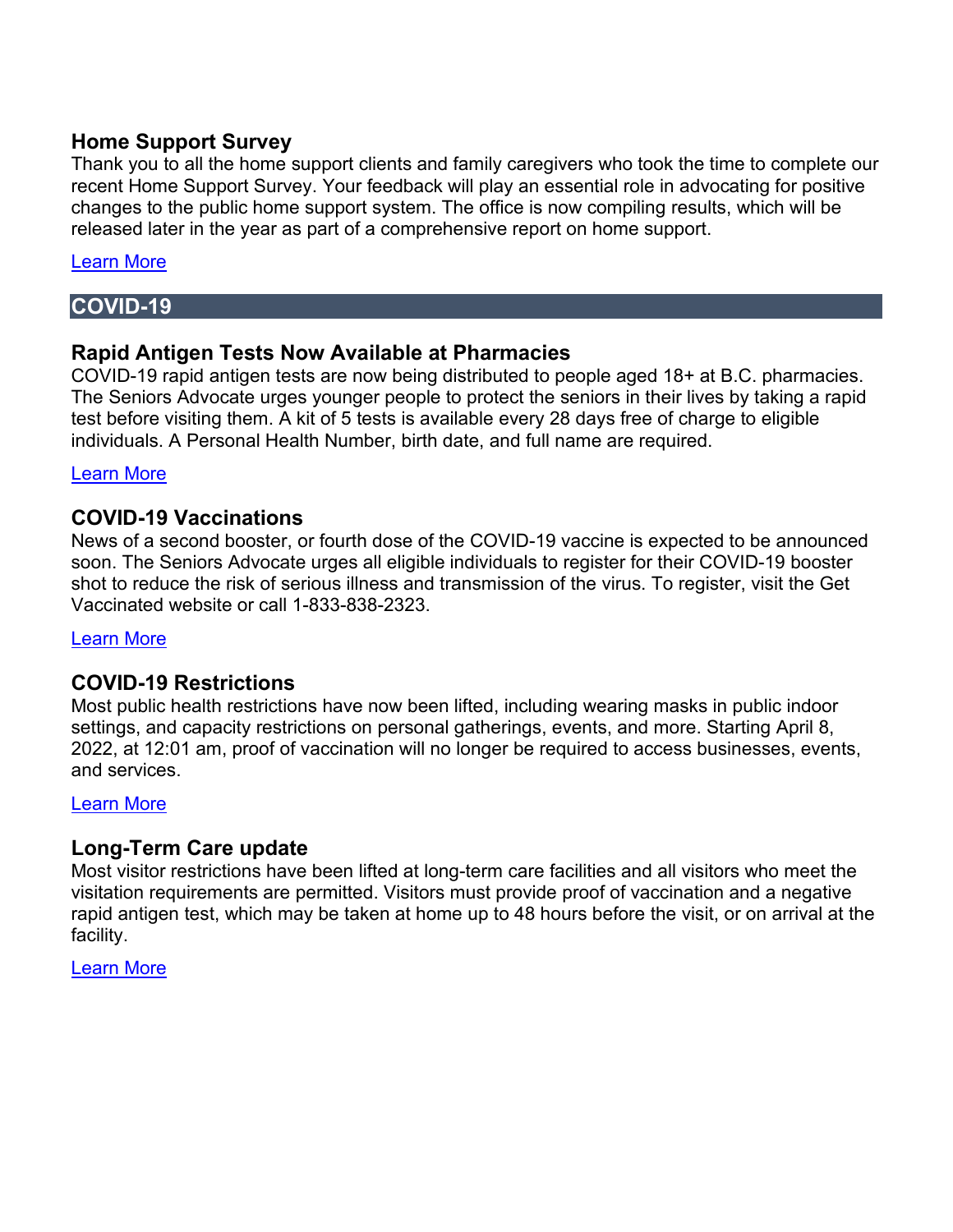### Home Support Survey

Thank you to all the home support clients and family caregivers who took the time to complete our recent Home Support Survey. Your feedback will play an essential role in advocating for positive changes to the public home support system. The office is now compiling results, which will be released later in the year as part of a comprehensive report on home support.

Learn More

## COVID-19

### Rapid Antigen Tests Now Available at Pharmacies

COVID-19 rapid antigen tests are now being distributed to people aged 18+ at B.C. pharmacies. The Seniors Advocate urges younger people to protect the seniors in their lives by taking a rapid test before visiting them. A kit of 5 tests is available every 28 days free of charge to eligible individuals. A Personal Health Number, birth date, and full name are required.

Learn More

### COVID-19 Vaccinations

News of a second booster, or fourth dose of the COVID-19 vaccine is expected to be announced soon. The Seniors Advocate urges all eligible individuals to register for their COVID-19 booster shot to reduce the risk of serious illness and transmission of the virus. To register, visit the Get Vaccinated website or call 1-833-838-2323.

Learn More

### COVID-19 Restrictions

Most public health restrictions have now been lifted, including wearing masks in public indoor settings, and capacity restrictions on personal gatherings, events, and more. Starting April 8, 2022, at 12:01 am, proof of vaccination will no longer be required to access businesses, events, and services.

Learn More

### Long-Term Care update

Most visitor restrictions have been lifted at long-term care facilities and all visitors who meet the visitation requirements are permitted. Visitors must provide proof of vaccination and a negative rapid antigen test, which may be taken at home up to 48 hours before the visit, or on arrival at the facility.

Learn More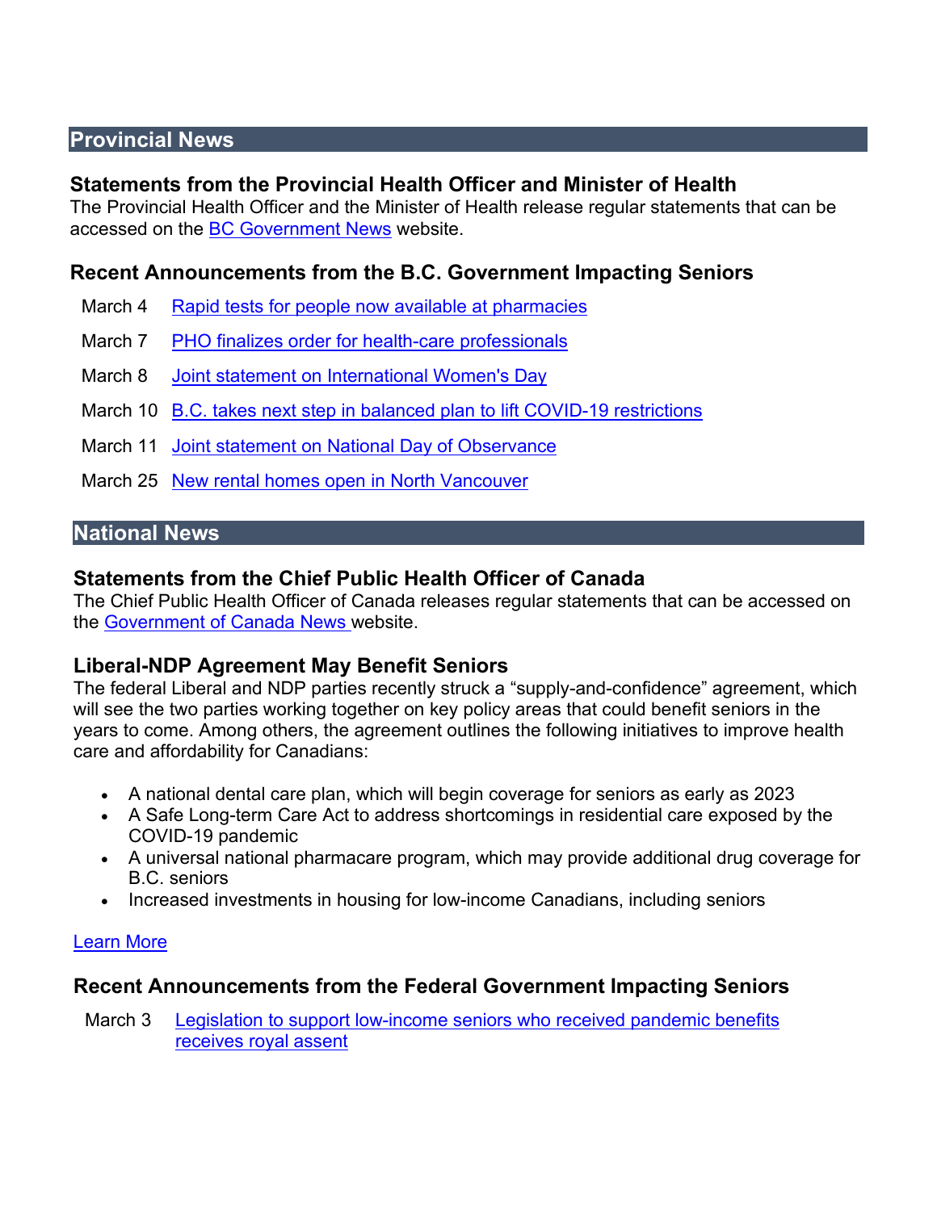## Provincial News

### Statements from the Provincial Health Officer and Minister of Health

The Provincial Health Officer and the Minister of Health release regular statements that can be accessed on the BC Government News website.

### Recent Announcements from the B.C. Government Impacting Seniors

| | |
|---|---|
| March 4 | Rapid tests for people now available at pharmacies |
| March 7 | PHO finalizes order for health-care professionals |
| March 8 | Joint statement on International Women's Day |
| March 10 | B.C. takes next step in balanced plan to lift COVID-19 restrictions |
| March 11 | Joint statement on National Day of Observance |
| March 25 | New rental homes open in North Vancouver |

## National News

### Statements from the Chief Public Health Officer of Canada

The Chief Public Health Officer of Canada releases regular statements that can be accessed on the Government of Canada News website.

### Liberal-NDP Agreement May Benefit Seniors

The federal Liberal and NDP parties recently struck a "supply-and-confidence" agreement, which will see the two parties working together on key policy areas that could benefit seniors in the years to come. Among others, the agreement outlines the following initiatives to improve health care and affordability for Canadians:

- A national dental care plan, which will begin coverage for seniors as early as 2023
- A Safe Long-term Care Act to address shortcomings in residential care exposed by the COVID-19 pandemic
- A universal national pharmacare program, which may provide additional drug coverage for B.C. seniors
- Increased investments in housing for low-income Canadians, including seniors

Learn More

### Recent Announcements from the Federal Government Impacting Seniors

| | |
|---|---|
| March 3 | Legislation to support low-income seniors who received pandemic benefits receives royal assent |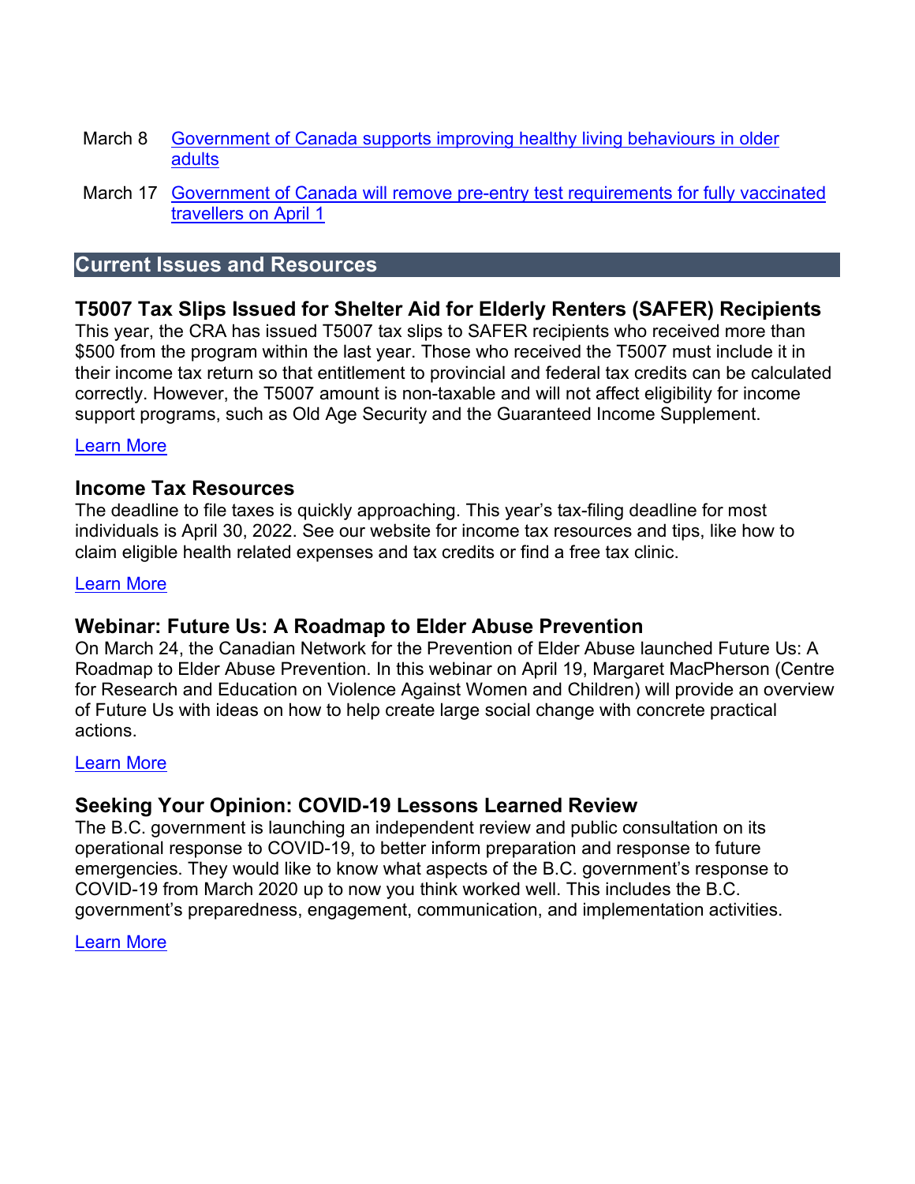March 8 Government of Canada supports improving healthy living behaviours in older adults

March 17 Government of Canada will remove pre-entry test requirements for fully vaccinated travellers on April 1

## Current Issues and Resources

### T5007 Tax Slips Issued for Shelter Aid for Elderly Renters (SAFER) Recipients

This year, the CRA has issued T5007 tax slips to SAFER recipients who received more than $500 from the program within the last year. Those who received the T5007 must include it in their income tax return so that entitlement to provincial and federal tax credits can be calculated correctly. However, the T5007 amount is non-taxable and will not affect eligibility for income support programs, such as Old Age Security and the Guaranteed Income Supplement.

Learn More

### Income Tax Resources

The deadline to file taxes is quickly approaching. This year's tax-filing deadline for most individuals is April 30, 2022. See our website for income tax resources and tips, like how to claim eligible health related expenses and tax credits or find a free tax clinic.

Learn More

### Webinar: Future Us: A Roadmap to Elder Abuse Prevention

On March 24, the Canadian Network for the Prevention of Elder Abuse launched Future Us: A Roadmap to Elder Abuse Prevention. In this webinar on April 19, Margaret MacPherson (Centre for Research and Education on Violence Against Women and Children) will provide an overview of Future Us with ideas on how to help create large social change with concrete practical actions.

Learn More

### Seeking Your Opinion: COVID-19 Lessons Learned Review

The B.C. government is launching an independent review and public consultation on its operational response to COVID-19, to better inform preparation and response to future emergencies. They would like to know what aspects of the B.C. government's response to COVID-19 from March 2020 up to now you think worked well. This includes the B.C. government's preparedness, engagement, communication, and implementation activities.

Learn More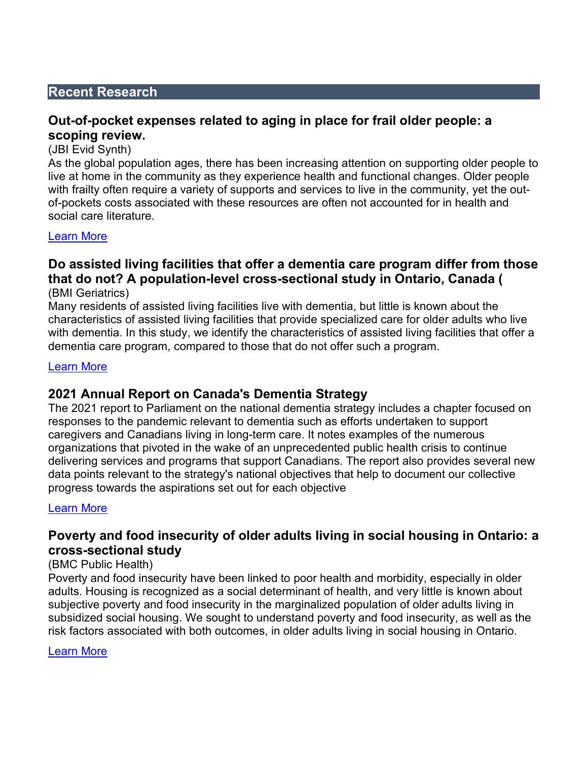## Recent Research

### Out-of-pocket expenses related to aging in place for frail older people: a scoping review.

(JBI Evid Synth)

As the global population ages, there has been increasing attention on supporting older people to live at home in the community as they experience health and functional changes. Older people with frailty often require a variety of supports and services to live in the community, yet the out-of-pockets costs associated with these resources are often not accounted for in health and social care literature.

Learn More

### Do assisted living facilities that offer a dementia care program differ from those that do not? A population-level cross-sectional study in Ontario, Canada (

(BMI Geriatrics)

Many residents of assisted living facilities live with dementia, but little is known about the characteristics of assisted living facilities that provide specialized care for older adults who live with dementia. In this study, we identify the characteristics of assisted living facilities that offer a dementia care program, compared to those that do not offer such a program.

Learn More

### 2021 Annual Report on Canada's Dementia Strategy

The 2021 report to Parliament on the national dementia strategy includes a chapter focused on responses to the pandemic relevant to dementia such as efforts undertaken to support caregivers and Canadians living in long-term care. It notes examples of the numerous organizations that pivoted in the wake of an unprecedented public health crisis to continue delivering services and programs that support Canadians. The report also provides several new data points relevant to the strategy's national objectives that help to document our collective progress towards the aspirations set out for each objective

Learn More

### Poverty and food insecurity of older adults living in social housing in Ontario: a cross-sectional study

(BMC Public Health)

Poverty and food insecurity have been linked to poor health and morbidity, especially in older adults. Housing is recognized as a social determinant of health, and very little is known about subjective poverty and food insecurity in the marginalized population of older adults living in subsidized social housing. We sought to understand poverty and food insecurity, as well as the risk factors associated with both outcomes, in older adults living in social housing in Ontario.

Learn More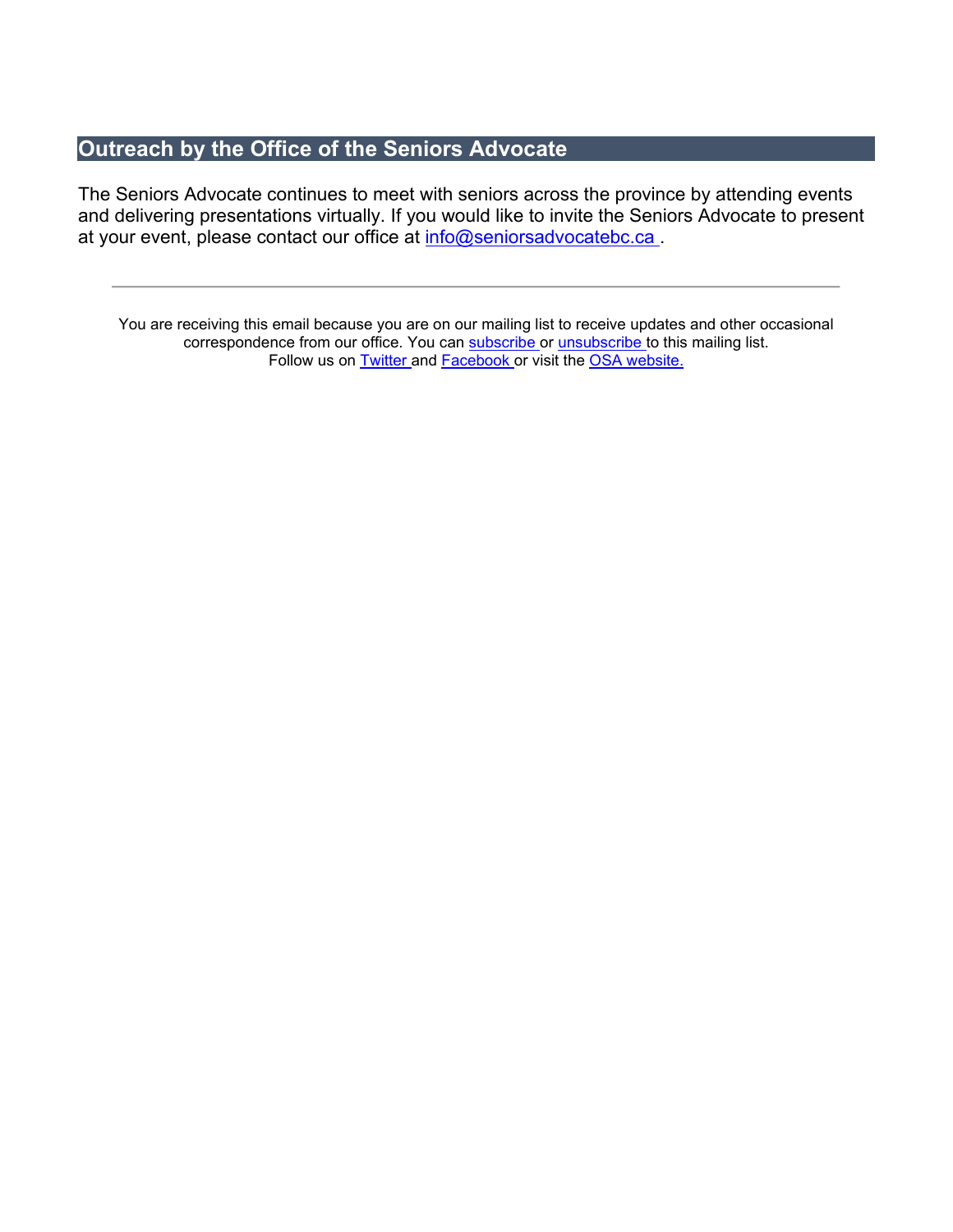## Outreach by the Office of the Seniors Advocate

The Seniors Advocate continues to meet with seniors across the province by attending events and delivering presentations virtually. If you would like to invite the Seniors Advocate to present at your event, please contact our office at info@seniorsadvocatebc.ca .

---

You are receiving this email because you are on our mailing list to receive updates and other occasional correspondence from our office. You can subscribe or unsubscribe to this mailing list.
Follow us on Twitter and Facebook or visit the OSA website.